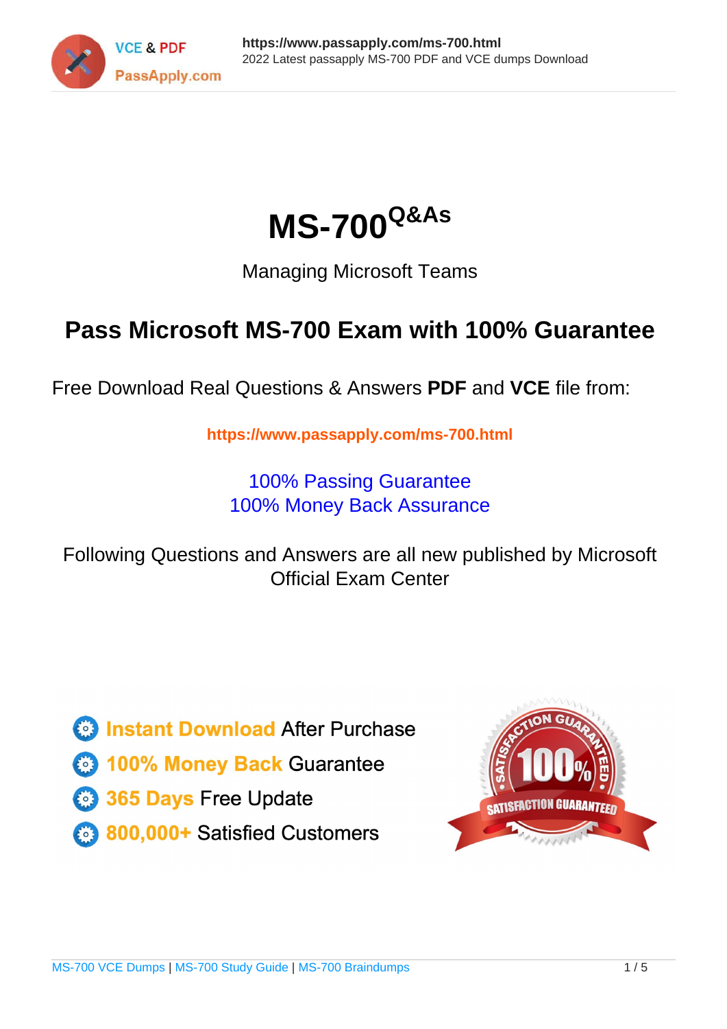# MS-700$^{Q\&As}$

Managing Microsoft Teams

## Pass Microsoft MS-700 Exam with 100% Guarantee

Free Download Real Questions & Answers **PDF** and **VCE** file from:

**https://www.passapply.com/ms-700.html**

100% Passing Guarantee
100% Money Back Assurance

Following Questions and Answers are all new published by Microsoft Official Exam Center

- **Instant Download** After Purchase
- **100% Money Back** Guarantee
- **365 Days** Free Update
- **800,000+** Satisfied Customers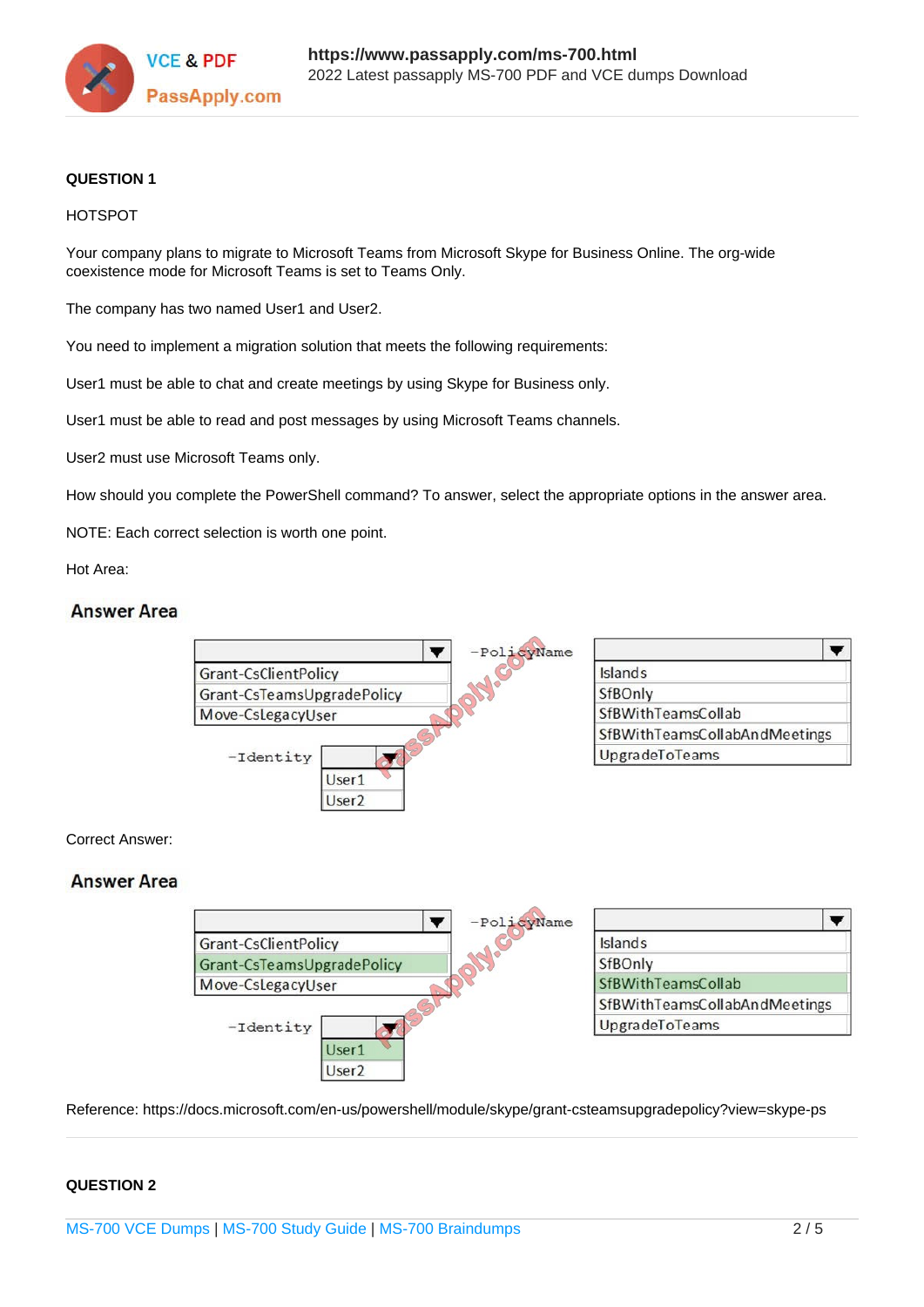**QUESTION 1**

HOTSPOT

Your company plans to migrate to Microsoft Teams from Microsoft Skype for Business Online. The org-wide coexistence mode for Microsoft Teams is set to Teams Only.

The company has two named User1 and User2.

You need to implement a migration solution that meets the following requirements:

User1 must be able to chat and create meetings by using Skype for Business only.

User1 must be able to read and post messages by using Microsoft Teams channels.

User2 must use Microsoft Teams only.

How should you complete the PowerShell command? To answer, select the appropriate options in the answer area.

NOTE: Each correct selection is worth one point.

Hot Area:

**Answer Area**

| Cmdlet | | -PolicyName |
|---|---|---|
| Grant-CsClientPolicy | | Islands |
| Grant-CsTeamsUpgradePolicy | | SfBOnly |
| Move-CsLegacyUser | | SfBWithTeamsCollab |
| | | SfBWithTeamsCollabAndMeetings |
| | | UpgradeToTeams |

-Identity: User1 / User2

Correct Answer:

**Answer Area**

- Cmdlet: Grant-CsTeamsUpgradePolicy
- -Identity: User1
- -PolicyName: SfBWithTeamsCollab

Reference: https://docs.microsoft.com/en-us/powershell/module/skype/grant-csteamsupgradepolicy?view=skype-ps

**QUESTION 2**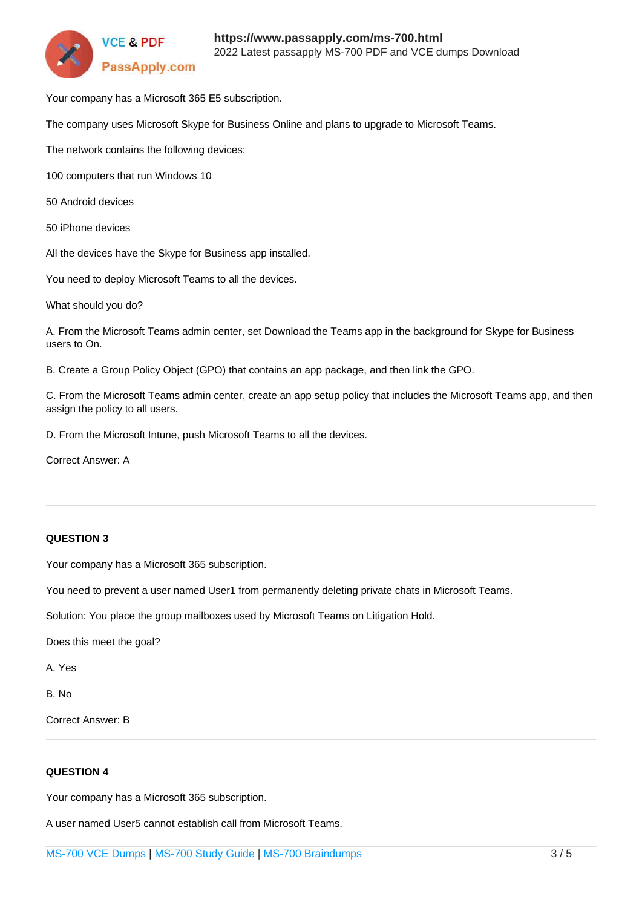Your company has a Microsoft 365 E5 subscription.

The company uses Microsoft Skype for Business Online and plans to upgrade to Microsoft Teams.

The network contains the following devices:

100 computers that run Windows 10

50 Android devices

50 iPhone devices

All the devices have the Skype for Business app installed.

You need to deploy Microsoft Teams to all the devices.

What should you do?

A. From the Microsoft Teams admin center, set Download the Teams app in the background for Skype for Business users to On.

B. Create a Group Policy Object (GPO) that contains an app package, and then link the GPO.

C. From the Microsoft Teams admin center, create an app setup policy that includes the Microsoft Teams app, and then assign the policy to all users.

D. From the Microsoft Intune, push Microsoft Teams to all the devices.

Correct Answer: A

---

**QUESTION 3**

Your company has a Microsoft 365 subscription.

You need to prevent a user named User1 from permanently deleting private chats in Microsoft Teams.

Solution: You place the group mailboxes used by Microsoft Teams on Litigation Hold.

Does this meet the goal?

A. Yes

B. No

Correct Answer: B

---

**QUESTION 4**

Your company has a Microsoft 365 subscription.

A user named User5 cannot establish call from Microsoft Teams.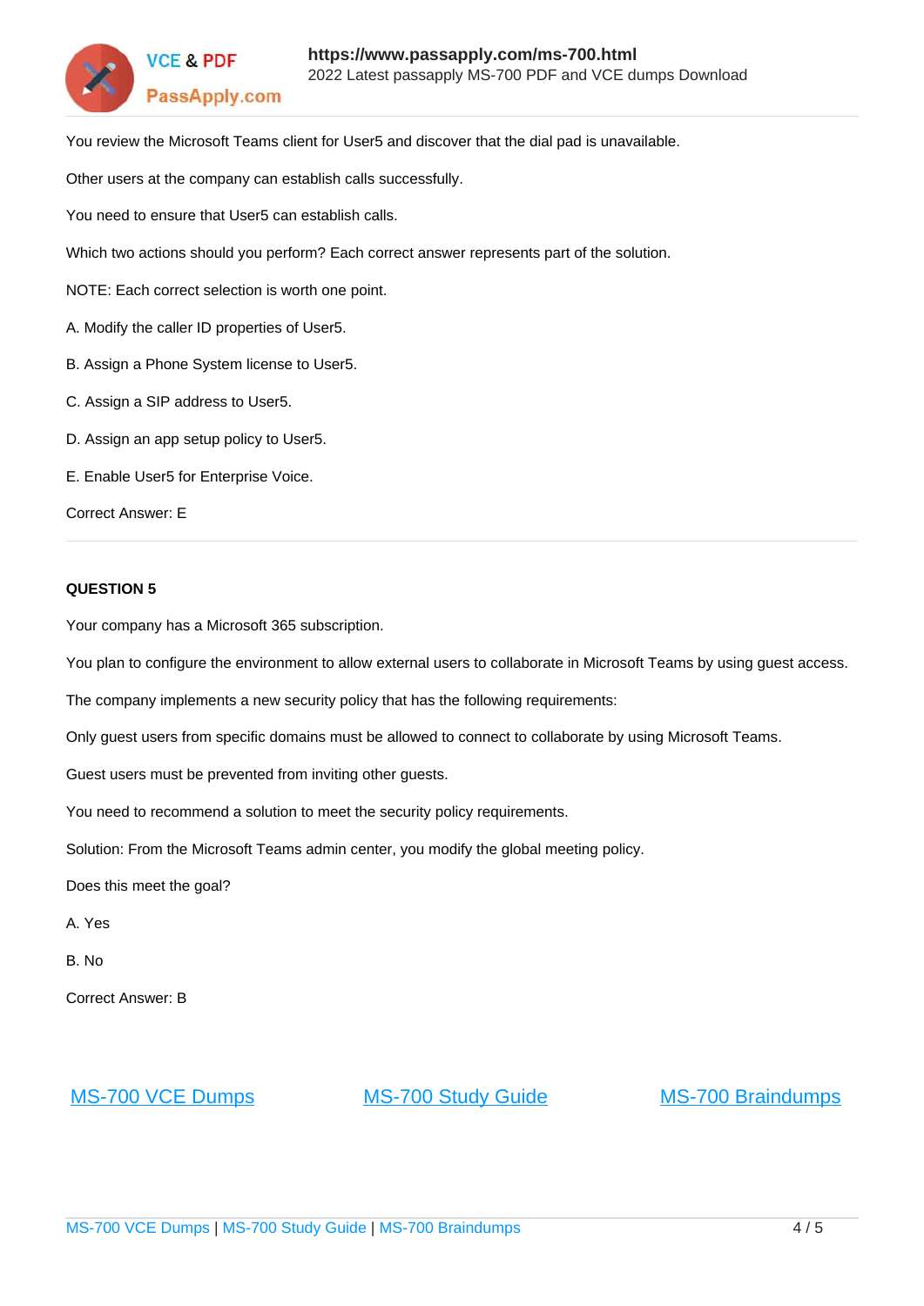You review the Microsoft Teams client for User5 and discover that the dial pad is unavailable.

Other users at the company can establish calls successfully.

You need to ensure that User5 can establish calls.

Which two actions should you perform? Each correct answer represents part of the solution.

NOTE: Each correct selection is worth one point.

A. Modify the caller ID properties of User5.

B. Assign a Phone System license to User5.

C. Assign a SIP address to User5.

D. Assign an app setup policy to User5.

E. Enable User5 for Enterprise Voice.

Correct Answer: E

---

**QUESTION 5**

Your company has a Microsoft 365 subscription.

You plan to configure the environment to allow external users to collaborate in Microsoft Teams by using guest access.

The company implements a new security policy that has the following requirements:

Only guest users from specific domains must be allowed to connect to collaborate by using Microsoft Teams.

Guest users must be prevented from inviting other guests.

You need to recommend a solution to meet the security policy requirements.

Solution: From the Microsoft Teams admin center, you modify the global meeting policy.

Does this meet the goal?

A. Yes

B. No

Correct Answer: B

[MS-700 VCE Dumps](https://www.passapply.com/ms-700.html) [MS-700 Study Guide](https://www.passapply.com/ms-700.html) [MS-700 Braindumps](https://www.passapply.com/ms-700.html)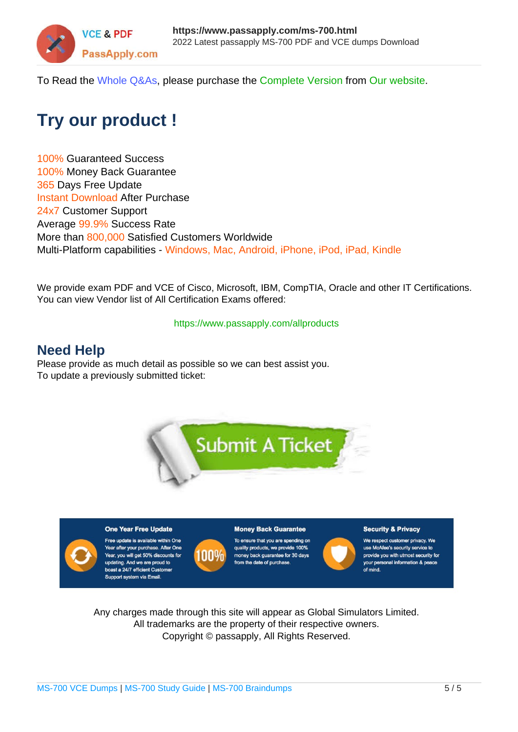To Read the Whole Q&As, please purchase the Complete Version from Our website.

# Try our product !

100% Guaranteed Success
100% Money Back Guarantee
365 Days Free Update
Instant Download After Purchase
24x7 Customer Support
Average 99.9% Success Rate
More than 800,000 Satisfied Customers Worldwide
Multi-Platform capabilities - Windows, Mac, Android, iPhone, iPod, iPad, Kindle

We provide exam PDF and VCE of Cisco, Microsoft, IBM, CompTIA, Oracle and other IT Certifications.
You can view Vendor list of All Certification Exams offered:

https://www.passapply.com/allproducts

## Need Help

Please provide as much detail as possible so we can best assist you.
To update a previously submitted ticket:

Submit A Ticket

**One Year Free Update**

Free update is available within One Year after your purchase. After One Year, you will get 50% discounts for updating. And we are proud to boast a 24/7 efficient Customer Support system via Email.

**Money Back Guarantee**

To ensure that you are spending on quality products, we provide 100% money back guarantee for 30 days from the date of purchase.

**Security & Privacy**

We respect customer privacy. We use McAfee's security service to provide you with utmost security for your personal information & peace of mind.

Any charges made through this site will appear as Global Simulators Limited.
All trademarks are the property of their respective owners.
Copyright © passapply, All Rights Reserved.